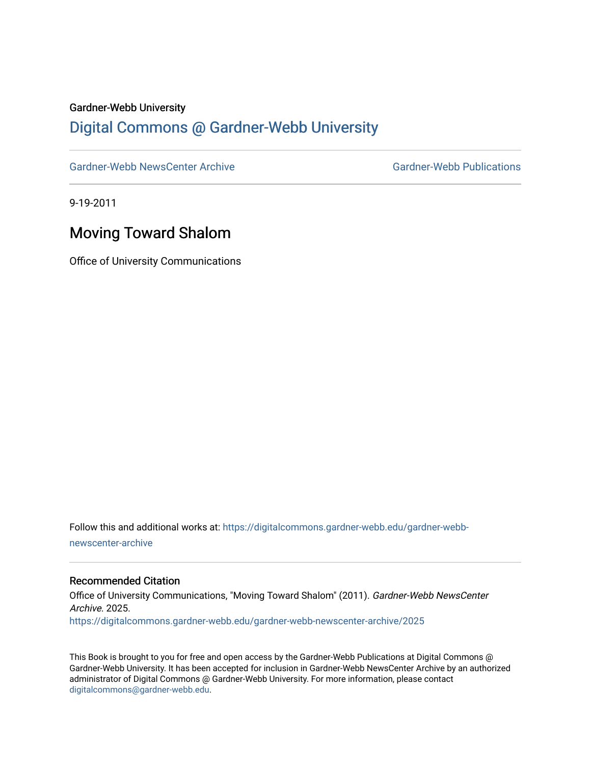Gardner-Webb University

# Digital Commons @ Gardner-Webb University

Gardner-Webb NewsCenter Archive | Gardner-Webb Publications

9-19-2011

## Moving Toward Shalom

Office of University Communications

Follow this and additional works at: https://digitalcommons.gardner-webb.edu/gardner-webb-newscenter-archive

### Recommended Citation

Office of University Communications, "Moving Toward Shalom" (2011). *Gardner-Webb NewsCenter Archive*. 2025.
https://digitalcommons.gardner-webb.edu/gardner-webb-newscenter-archive/2025

This Book is brought to you for free and open access by the Gardner-Webb Publications at Digital Commons @ Gardner-Webb University. It has been accepted for inclusion in Gardner-Webb NewsCenter Archive by an authorized administrator of Digital Commons @ Gardner-Webb University. For more information, please contact digitalcommons@gardner-webb.edu.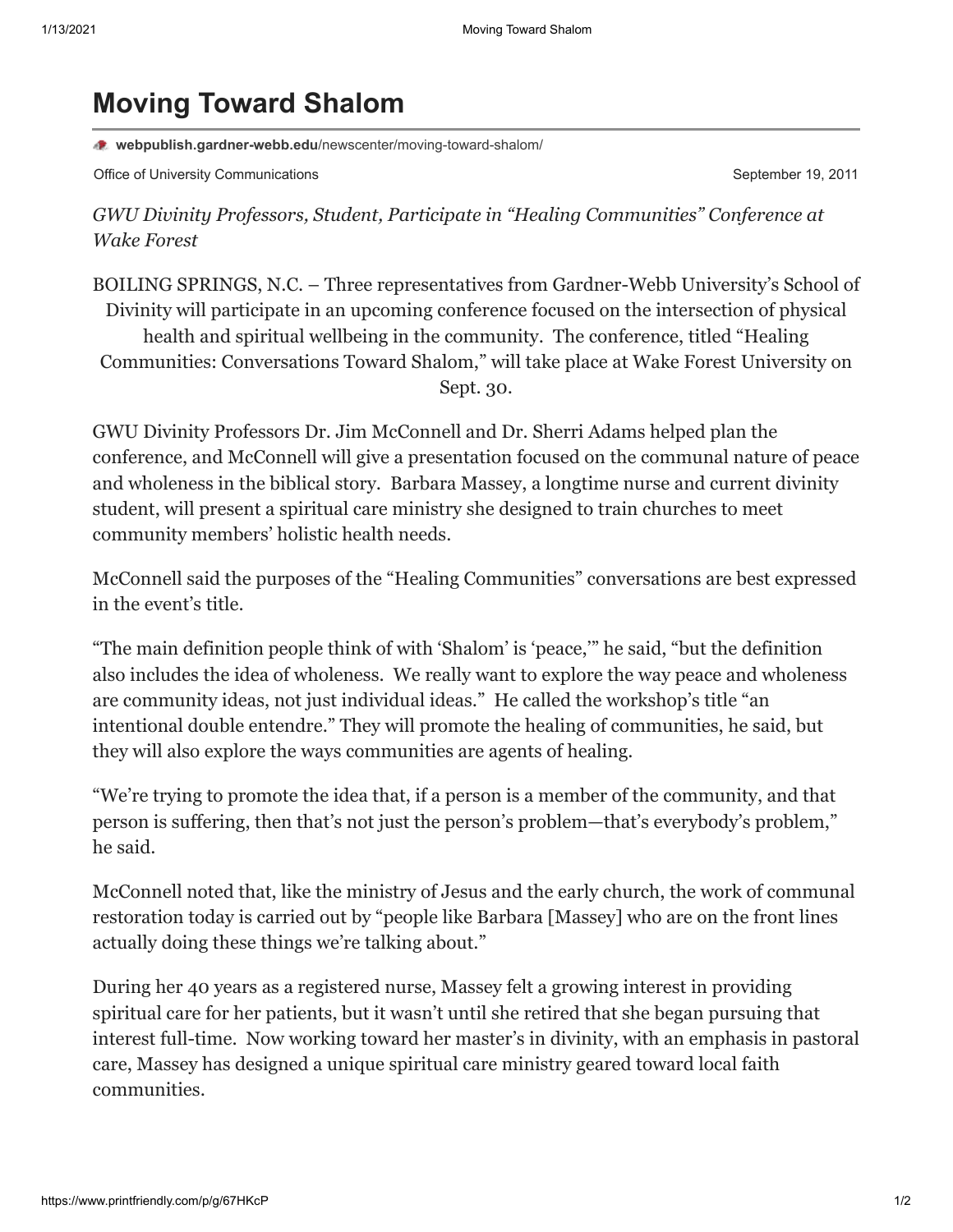# Moving Toward Shalom

**webpublish.gardner-webb.edu**/newscenter/moving-toward-shalom/

Office of University Communications

September 19, 2011

*GWU Divinity Professors, Student, Participate in "Healing Communities" Conference at Wake Forest*

BOILING SPRINGS, N.C. – Three representatives from Gardner-Webb University's School of Divinity will participate in an upcoming conference focused on the intersection of physical health and spiritual wellbeing in the community. The conference, titled "Healing Communities: Conversations Toward Shalom," will take place at Wake Forest University on Sept. 30.

GWU Divinity Professors Dr. Jim McConnell and Dr. Sherri Adams helped plan the conference, and McConnell will give a presentation focused on the communal nature of peace and wholeness in the biblical story. Barbara Massey, a longtime nurse and current divinity student, will present a spiritual care ministry she designed to train churches to meet community members' holistic health needs.

McConnell said the purposes of the "Healing Communities" conversations are best expressed in the event's title.

"The main definition people think of with 'Shalom' is 'peace,'" he said, "but the definition also includes the idea of wholeness. We really want to explore the way peace and wholeness are community ideas, not just individual ideas." He called the workshop's title "an intentional double entendre." They will promote the healing of communities, he said, but they will also explore the ways communities are agents of healing.

"We're trying to promote the idea that, if a person is a member of the community, and that person is suffering, then that's not just the person's problem—that's everybody's problem," he said.

McConnell noted that, like the ministry of Jesus and the early church, the work of communal restoration today is carried out by "people like Barbara [Massey] who are on the front lines actually doing these things we're talking about."

During her 40 years as a registered nurse, Massey felt a growing interest in providing spiritual care for her patients, but it wasn't until she retired that she began pursuing that interest full-time. Now working toward her master's in divinity, with an emphasis in pastoral care, Massey has designed a unique spiritual care ministry geared toward local faith communities.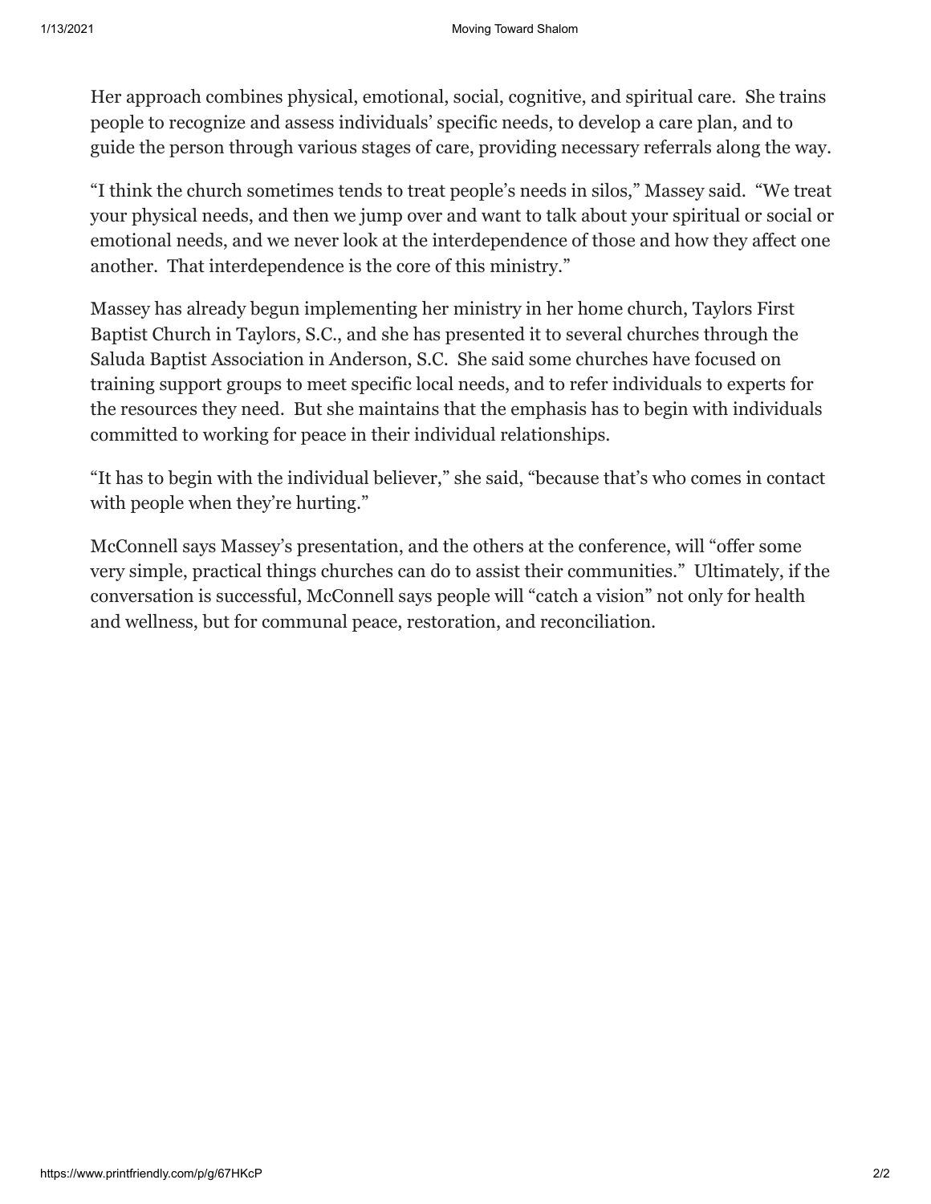Her approach combines physical, emotional, social, cognitive, and spiritual care. She trains people to recognize and assess individuals' specific needs, to develop a care plan, and to guide the person through various stages of care, providing necessary referrals along the way.

"I think the church sometimes tends to treat people's needs in silos," Massey said. "We treat your physical needs, and then we jump over and want to talk about your spiritual or social or emotional needs, and we never look at the interdependence of those and how they affect one another. That interdependence is the core of this ministry."

Massey has already begun implementing her ministry in her home church, Taylors First Baptist Church in Taylors, S.C., and she has presented it to several churches through the Saluda Baptist Association in Anderson, S.C. She said some churches have focused on training support groups to meet specific local needs, and to refer individuals to experts for the resources they need. But she maintains that the emphasis has to begin with individuals committed to working for peace in their individual relationships.

"It has to begin with the individual believer," she said, "because that's who comes in contact with people when they're hurting."

McConnell says Massey's presentation, and the others at the conference, will "offer some very simple, practical things churches can do to assist their communities." Ultimately, if the conversation is successful, McConnell says people will "catch a vision" not only for health and wellness, but for communal peace, restoration, and reconciliation.